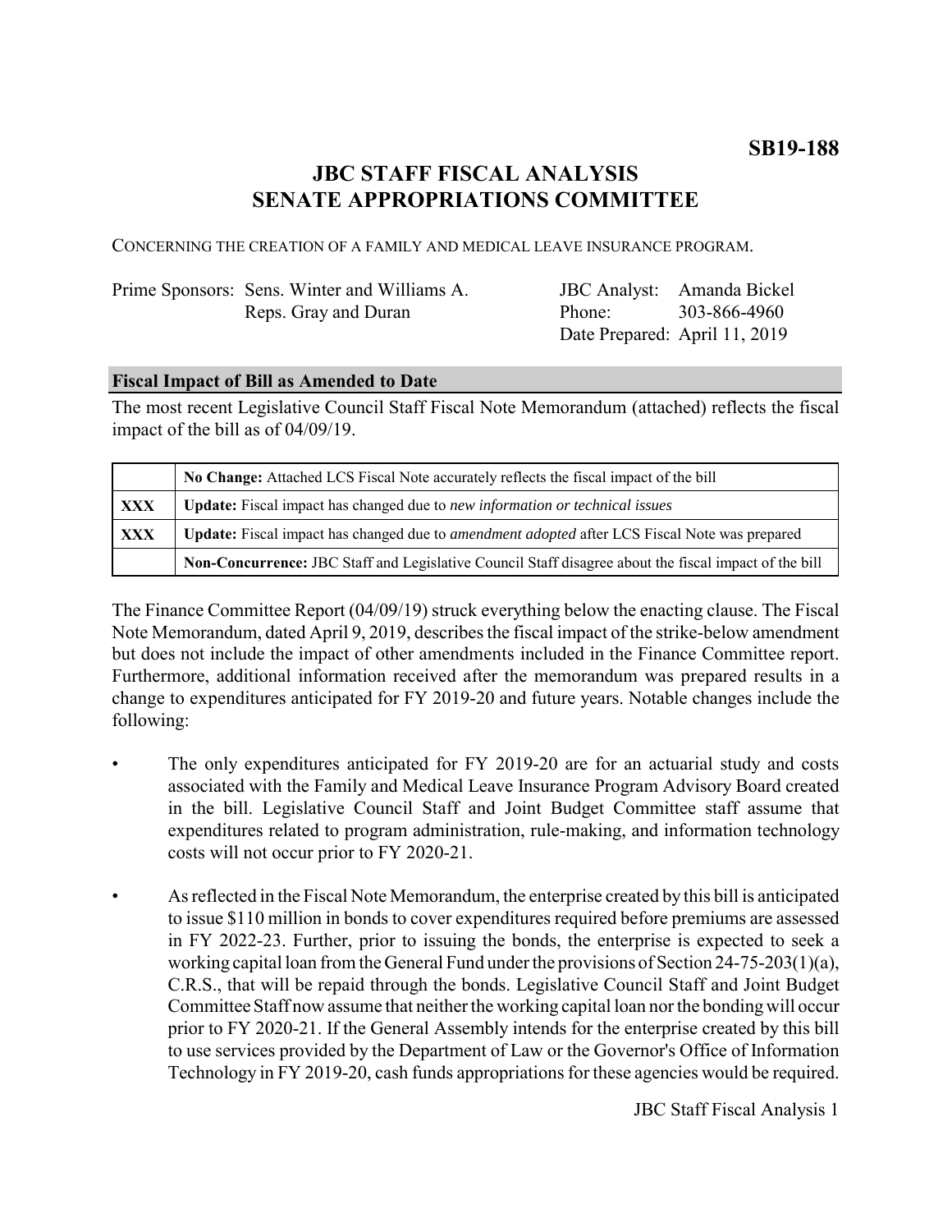**SB19-188**

# JBC STAFF FISCAL ANALYSIS
# SENATE APPROPRIATIONS COMMITTEE

CONCERNING THE CREATION OF A FAMILY AND MEDICAL LEAVE INSURANCE PROGRAM.

| | | | |
|---|---|---|---|
| Prime Sponsors: | Sens. Winter and Williams A. Reps. Gray and Duran | JBC Analyst: | Amanda Bickel |
| | | Phone: | 303-866-4960 |
| | | Date Prepared: | April 11, 2019 |

## Fiscal Impact of Bill as Amended to Date

The most recent Legislative Council Staff Fiscal Note Memorandum (attached) reflects the fiscal impact of the bill as of 04/09/19.

| | |
|---|---|
| | **No Change:** Attached LCS Fiscal Note accurately reflects the fiscal impact of the bill |
| **XXX** | **Update:** Fiscal impact has changed due to *new information or technical issues* |
| **XXX** | **Update:** Fiscal impact has changed due to *amendment adopted* after LCS Fiscal Note was prepared |
| | **Non-Concurrence:** JBC Staff and Legislative Council Staff disagree about the fiscal impact of the bill |

The Finance Committee Report (04/09/19) struck everything below the enacting clause. The Fiscal Note Memorandum, dated April 9, 2019, describes the fiscal impact of the strike-below amendment but does not include the impact of other amendments included in the Finance Committee report. Furthermore, additional information received after the memorandum was prepared results in a change to expenditures anticipated for FY 2019-20 and future years. Notable changes include the following:

- The only expenditures anticipated for FY 2019-20 are for an actuarial study and costs associated with the Family and Medical Leave Insurance Program Advisory Board created in the bill. Legislative Council Staff and Joint Budget Committee staff assume that expenditures related to program administration, rule-making, and information technology costs will not occur prior to FY 2020-21.

- As reflected in the Fiscal Note Memorandum, the enterprise created by this bill is anticipated to issue $110 million in bonds to cover expenditures required before premiums are assessed in FY 2022-23. Further, prior to issuing the bonds, the enterprise is expected to seek a working capital loan from the General Fund under the provisions of Section 24-75-203(1)(a), C.R.S., that will be repaid through the bonds. Legislative Council Staff and Joint Budget Committee Staff now assume that neither the working capital loan nor the bonding will occur prior to FY 2020-21. If the General Assembly intends for the enterprise created by this bill to use services provided by the Department of Law or the Governor's Office of Information Technology in FY 2019-20, cash funds appropriations for these agencies would be required.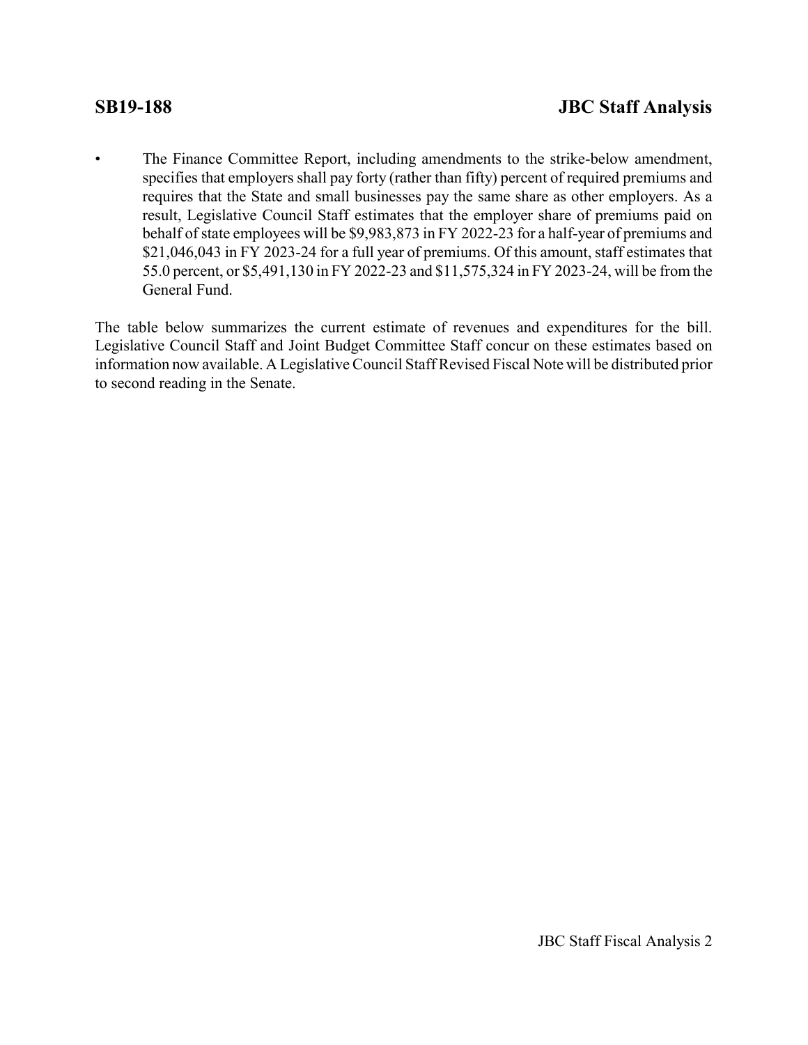- The Finance Committee Report, including amendments to the strike-below amendment, specifies that employers shall pay forty (rather than fifty) percent of required premiums and requires that the State and small businesses pay the same share as other employers. As a result, Legislative Council Staff estimates that the employer share of premiums paid on behalf of state employees will be $9,983,873 in FY 2022-23 for a half-year of premiums and $21,046,043 in FY 2023-24 for a full year of premiums. Of this amount, staff estimates that 55.0 percent, or $5,491,130 in FY 2022-23 and $11,575,324 in FY 2023-24, will be from the General Fund.

The table below summarizes the current estimate of revenues and expenditures for the bill. Legislative Council Staff and Joint Budget Committee Staff concur on these estimates based on information now available. A Legislative Council Staff Revised Fiscal Note will be distributed prior to second reading in the Senate.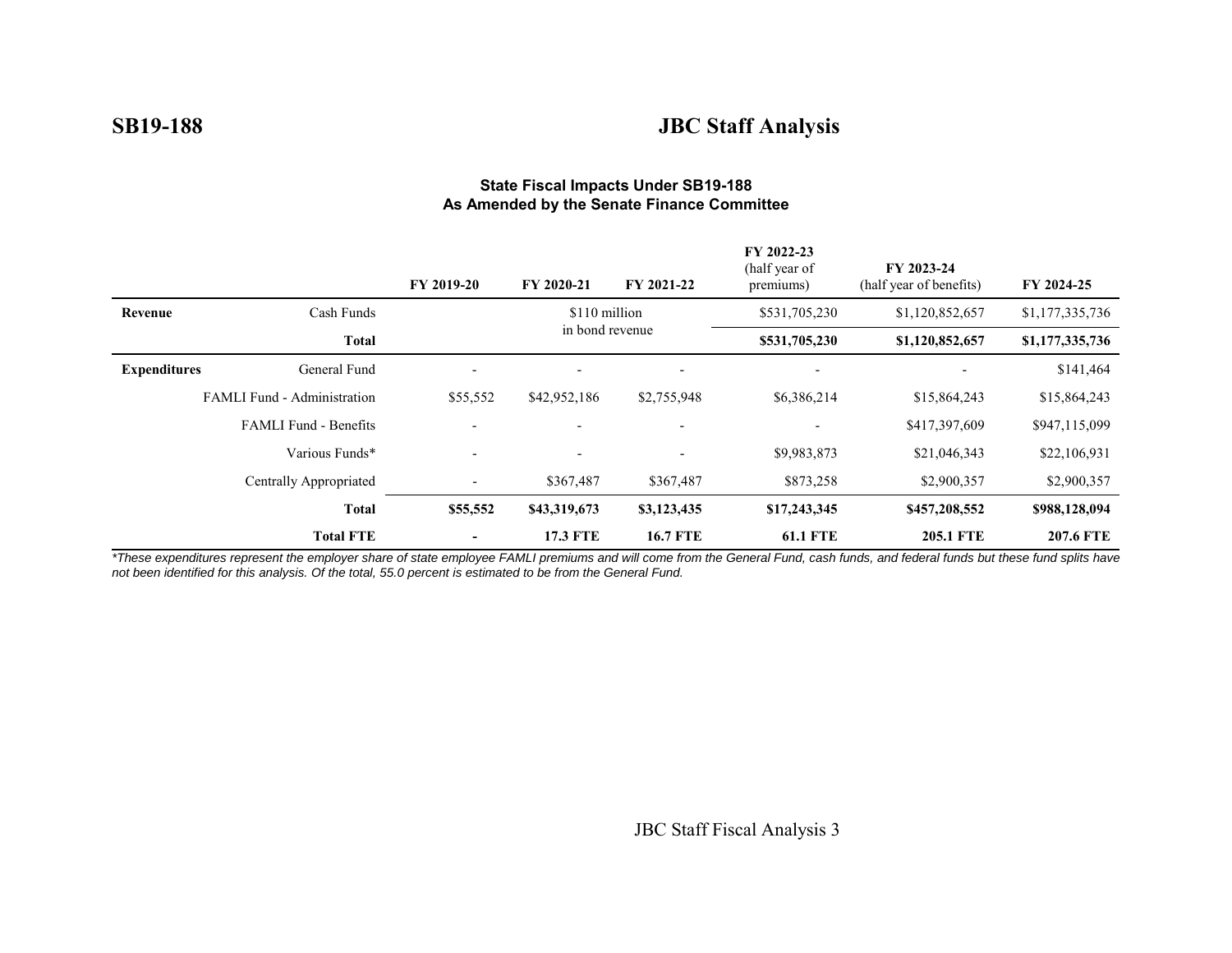### State Fiscal Impacts Under SB19-188
### As Amended by the Senate Finance Committee

| | | FY 2019-20 | FY 2020-21 | FY 2021-22 | FY 2022-23 (half year of premiums) | FY 2023-24 (half year of benefits) | FY 2024-25 |
|---|---|---|---|---|---|---|---|
| **Revenue** | Cash Funds | | $110 million in bond revenue | | $531,705,230 | $1,120,852,657 | $1,177,335,736 |
| | **Total** | | | | **$531,705,230** | **$1,120,852,657** | **$1,177,335,736** |
| **Expenditures** | General Fund | - | - | - | - | - | $141,464 |
| | FAMLI Fund - Administration | $55,552 | $42,952,186 | $2,755,948 | $6,386,214 | $15,864,243 | $15,864,243 |
| | FAMLI Fund - Benefits | - | - | - | - | $417,397,609 | $947,115,099 |
| | Various Funds* | - | - | - | $9,983,873 | $21,046,343 | $22,106,931 |
| | Centrally Appropriated | - | $367,487 | $367,487 | $873,258 | $2,900,357 | $2,900,357 |
| | **Total** | **$55,552** | **$43,319,673** | **$3,123,435** | **$17,243,345** | **$457,208,552** | **$988,128,094** |
| | **Total FTE** | **-** | **17.3 FTE** | **16.7 FTE** | **61.1 FTE** | **205.1 FTE** | **207.6 FTE** |

*\*These expenditures represent the employer share of state employee FAMLI premiums and will come from the General Fund, cash funds, and federal funds but these fund splits have not been identified for this analysis. Of the total, 55.0 percent is estimated to be from the General Fund.*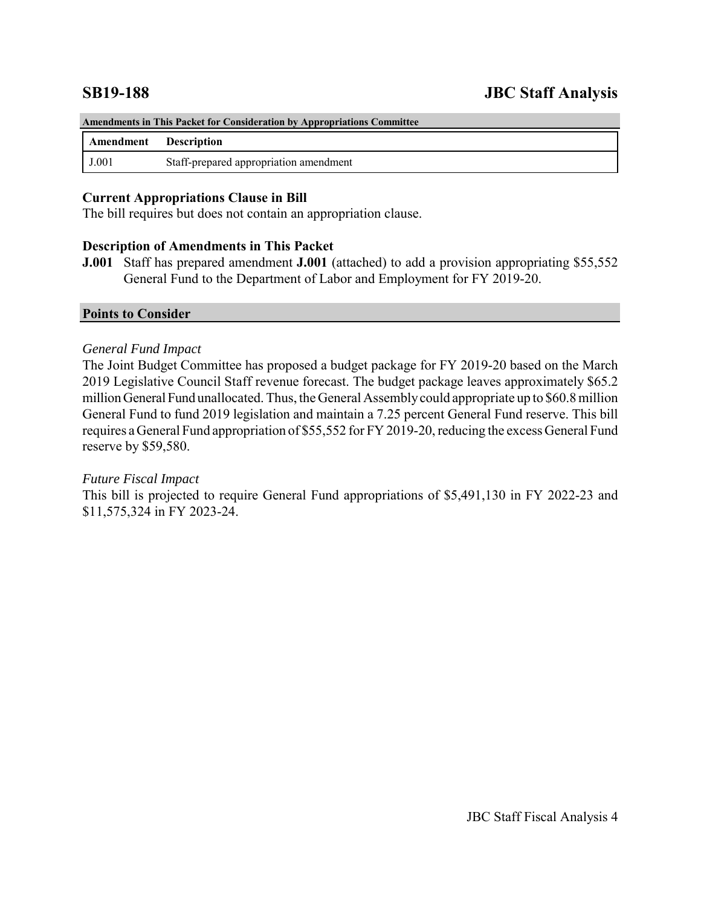# SB19-188 JBC Staff Analysis

**Amendments in This Packet for Consideration by Appropriations Committee**

| Amendment | Description |
| --- | --- |
| J.001 | Staff-prepared appropriation amendment |

### Current Appropriations Clause in Bill

The bill requires but does not contain an appropriation clause.

### Description of Amendments in This Packet

**J.001** Staff has prepared amendment **J.001** (attached) to add a provision appropriating $55,552 General Fund to the Department of Labor and Employment for FY 2019-20.

## Points to Consider

*General Fund Impact*

The Joint Budget Committee has proposed a budget package for FY 2019-20 based on the March 2019 Legislative Council Staff revenue forecast. The budget package leaves approximately $65.2 million General Fund unallocated. Thus, the General Assembly could appropriate up to $60.8 million General Fund to fund 2019 legislation and maintain a 7.25 percent General Fund reserve. This bill requires a General Fund appropriation of $55,552 for FY 2019-20, reducing the excess General Fund reserve by $59,580.

*Future Fiscal Impact*

This bill is projected to require General Fund appropriations of $5,491,130 in FY 2022-23 and $11,575,324 in FY 2023-24.